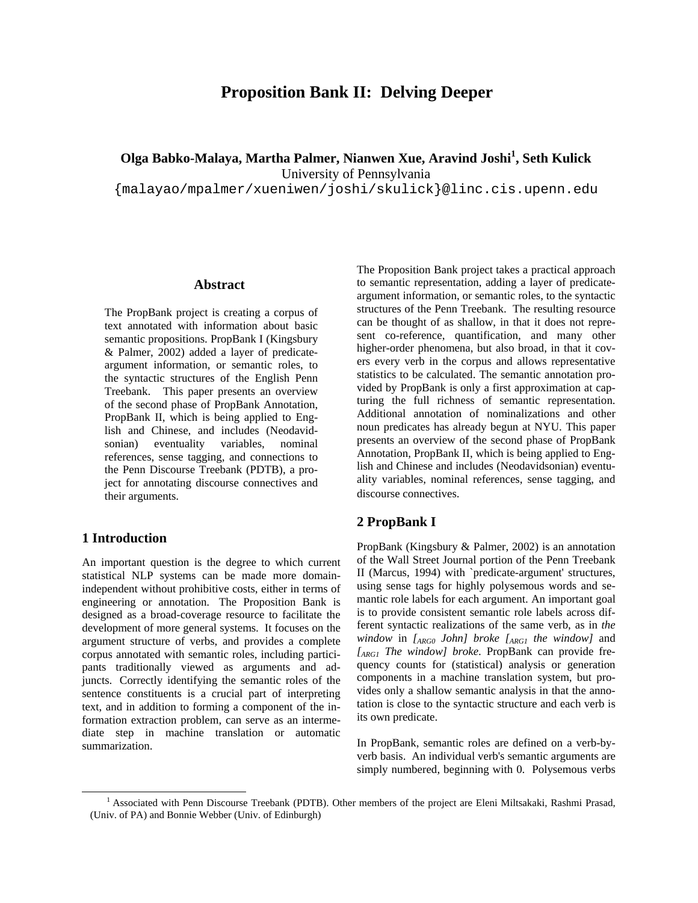# Proposition Bank II: Delving Deeper

**Olga Babko-Malaya, Martha Palmer, Nianwen Xue, Aravind Joshi[1], Seth Kulick**
University of Pennsylvania
{malayao/mpalmer/xueniwen/joshi/skulick}@linc.cis.upenn.edu

## Abstract

The PropBank project is creating a corpus of text annotated with information about basic semantic propositions. PropBank I (Kingsbury & Palmer, 2002) added a layer of predicate-argument information, or semantic roles, to the syntactic structures of the English Penn Treebank. This paper presents an overview of the second phase of PropBank Annotation, PropBank II, which is being applied to English and Chinese, and includes (Neodavidsonian) eventuality variables, nominal references, sense tagging, and connections to the Penn Discourse Treebank (PDTB), a project for annotating discourse connectives and their arguments.

## 1 Introduction

An important question is the degree to which current statistical NLP systems can be made more domain-independent without prohibitive costs, either in terms of engineering or annotation. The Proposition Bank is designed as a broad-coverage resource to facilitate the development of more general systems. It focuses on the argument structure of verbs, and provides a complete corpus annotated with semantic roles, including participants traditionally viewed as arguments and adjuncts. Correctly identifying the semantic roles of the sentence constituents is a crucial part of interpreting text, and in addition to forming a component of the information extraction problem, can serve as an intermediate step in machine translation or automatic summarization.

The Proposition Bank project takes a practical approach to semantic representation, adding a layer of predicate-argument information, or semantic roles, to the syntactic structures of the Penn Treebank. The resulting resource can be thought of as shallow, in that it does not represent co-reference, quantification, and many other higher-order phenomena, but also broad, in that it covers every verb in the corpus and allows representative statistics to be calculated. The semantic annotation provided by PropBank is only a first approximation at capturing the full richness of semantic representation. Additional annotation of nominalizations and other noun predicates has already begun at NYU. This paper presents an overview of the second phase of PropBank Annotation, PropBank II, which is being applied to English and Chinese and includes (Neodavidsonian) eventuality variables, nominal references, sense tagging, and discourse connectives.

## 2 PropBank I

PropBank (Kingsbury & Palmer, 2002) is an annotation of the Wall Street Journal portion of the Penn Treebank II (Marcus, 1994) with `predicate-argument' structures, using sense tags for highly polysemous words and semantic role labels for each argument. An important goal is to provide consistent semantic role labels across different syntactic realizations of the same verb, as in *the window* in *[$_{ARG0}$ John] broke [$_{ARG1}$ the window]* and *[$_{ARG1}$ The window] broke*. PropBank can provide frequency counts for (statistical) analysis or generation components in a machine translation system, but provides only a shallow semantic analysis in that the annotation is close to the syntactic structure and each verb is its own predicate.

In PropBank, semantic roles are defined on a verb-by-verb basis. An individual verb's semantic arguments are simply numbered, beginning with 0. Polysemous verbs

[1] Associated with Penn Discourse Treebank (PDTB). Other members of the project are Eleni Miltsakaki, Rashmi Prasad, (Univ. of PA) and Bonnie Webber (Univ. of Edinburgh)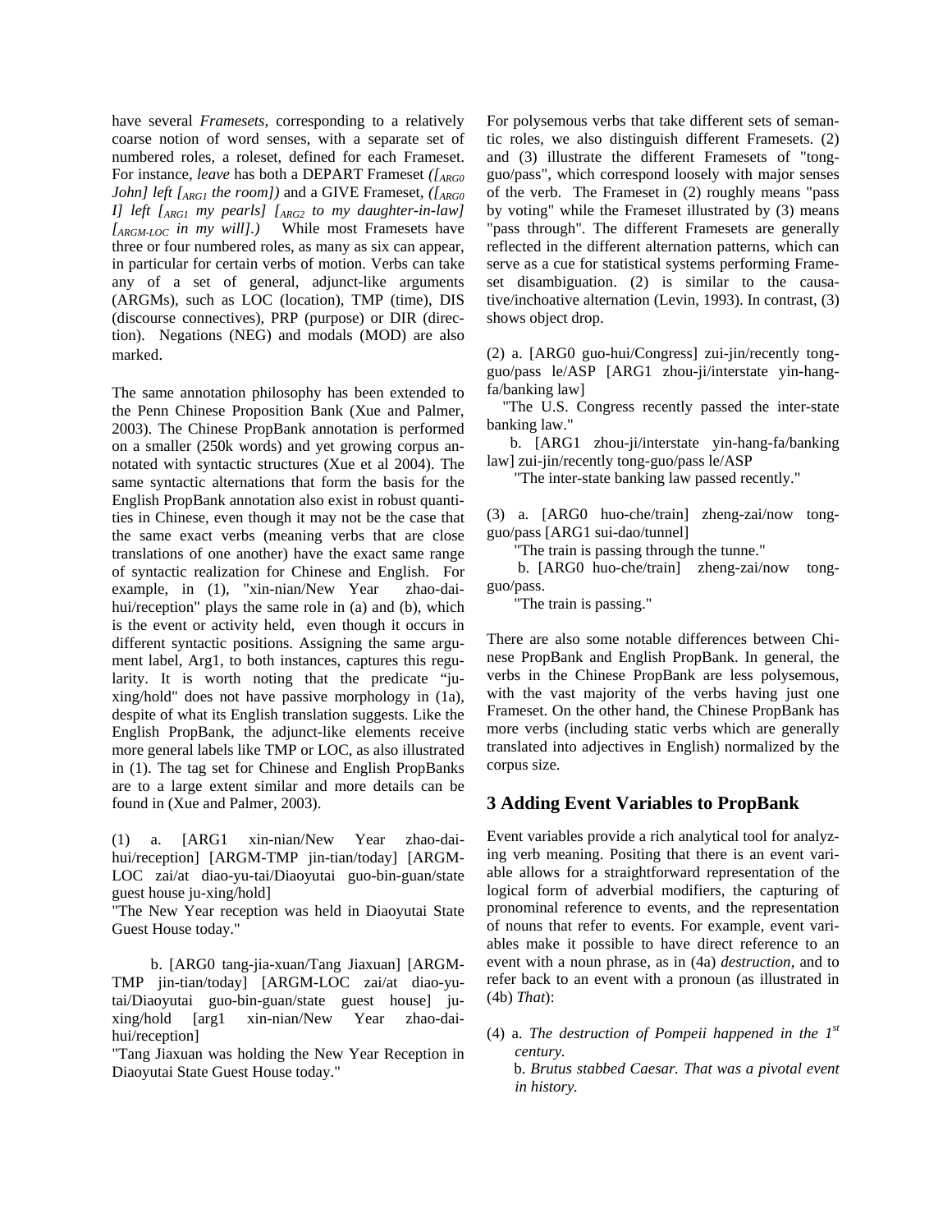have several *Framesets*, corresponding to a relatively coarse notion of word senses, with a separate set of numbered roles, a roleset, defined for each Frameset. For instance, *leave* has both a DEPART Frameset *([$_{ARG0}$ John] left [$_{ARG1}$ the room])* and a GIVE Frameset, *([$_{ARG0}$ I] left [$_{ARG1}$ my pearls] [$_{ARG2}$ to my daughter-in-law] [$_{ARGM-LOC}$ in my will].)* While most Framesets have three or four numbered roles, as many as six can appear, in particular for certain verbs of motion. Verbs can take any of a set of general, adjunct-like arguments (ARGMs), such as LOC (location), TMP (time), DIS (discourse connectives), PRP (purpose) or DIR (direction). Negations (NEG) and modals (MOD) are also marked.

The same annotation philosophy has been extended to the Penn Chinese Proposition Bank (Xue and Palmer, 2003). The Chinese PropBank annotation is performed on a smaller (250k words) and yet growing corpus annotated with syntactic structures (Xue et al 2004). The same syntactic alternations that form the basis for the English PropBank annotation also exist in robust quantities in Chinese, even though it may not be the case that the same exact verbs (meaning verbs that are close translations of one another) have the exact same range of syntactic realization for Chinese and English. For example, in (1), "xin-nian/New Year zhao-dai-hui/reception" plays the same role in (a) and (b), which is the event or activity held, even though it occurs in different syntactic positions. Assigning the same argument label, Arg1, to both instances, captures this regularity. It is worth noting that the predicate "ju-xing/hold" does not have passive morphology in (1a), despite of what its English translation suggests. Like the English PropBank, the adjunct-like elements receive more general labels like TMP or LOC, as also illustrated in (1). The tag set for Chinese and English PropBanks are to a large extent similar and more details can be found in (Xue and Palmer, 2003).

(1) a. [ARG1 xin-nian/New Year zhao-dai-hui/reception] [ARGM-TMP jin-tian/today] [ARGM-LOC zai/at diao-yu-tai/Diaoyutai guo-bin-guan/state guest house ju-xing/hold]
"The New Year reception was held in Diaoyutai State Guest House today."

b. [ARG0 tang-jia-xuan/Tang Jiaxuan] [ARGM-TMP jin-tian/today] [ARGM-LOC zai/at diao-yu-tai/Diaoyutai guo-bin-guan/state guest house] ju-xing/hold [arg1 xin-nian/New Year zhao-dai-hui/reception]
"Tang Jiaxuan was holding the New Year Reception in Diaoyutai State Guest House today."

For polysemous verbs that take different sets of semantic roles, we also distinguish different Framesets. (2) and (3) illustrate the different Framesets of "tong-guo/pass", which correspond loosely with major senses of the verb. The Frameset in (2) roughly means "pass by voting" while the Frameset illustrated by (3) means "pass through". The different Framesets are generally reflected in the different alternation patterns, which can serve as a cue for statistical systems performing Frameset disambiguation. (2) is similar to the causative/inchoative alternation (Levin, 1993). In contrast, (3) shows object drop.

(2) a. [ARG0 guo-hui/Congress] zui-jin/recently tong-guo/pass le/ASP [ARG1 zhou-ji/interstate yin-hang-fa/banking law]
"The U.S. Congress recently passed the inter-state banking law."

b. [ARG1 zhou-ji/interstate yin-hang-fa/banking law] zui-jin/recently tong-guo/pass le/ASP
"The inter-state banking law passed recently."

(3) a. [ARG0 huo-che/train] zheng-zai/now tong-guo/pass [ARG1 sui-dao/tunnel]
"The train is passing through the tunne."

b. [ARG0 huo-che/train] zheng-zai/now tong-guo/pass.
"The train is passing."

There are also some notable differences between Chinese PropBank and English PropBank. In general, the verbs in the Chinese PropBank are less polysemous, with the vast majority of the verbs having just one Frameset. On the other hand, the Chinese PropBank has more verbs (including static verbs which are generally translated into adjectives in English) normalized by the corpus size.

## 3 Adding Event Variables to PropBank

Event variables provide a rich analytical tool for analyzing verb meaning. Positing that there is an event variable allows for a straightforward representation of the logical form of adverbial modifiers, the capturing of pronominal reference to events, and the representation of nouns that refer to events. For example, event variables make it possible to have direct reference to an event with a noun phrase, as in (4a) *destruction*, and to refer back to an event with a pronoun (as illustrated in (4b) *That*):

(4) a. *The destruction of Pompeii happened in the 1st century.*

b. *Brutus stabbed Caesar. That was a pivotal event in history.*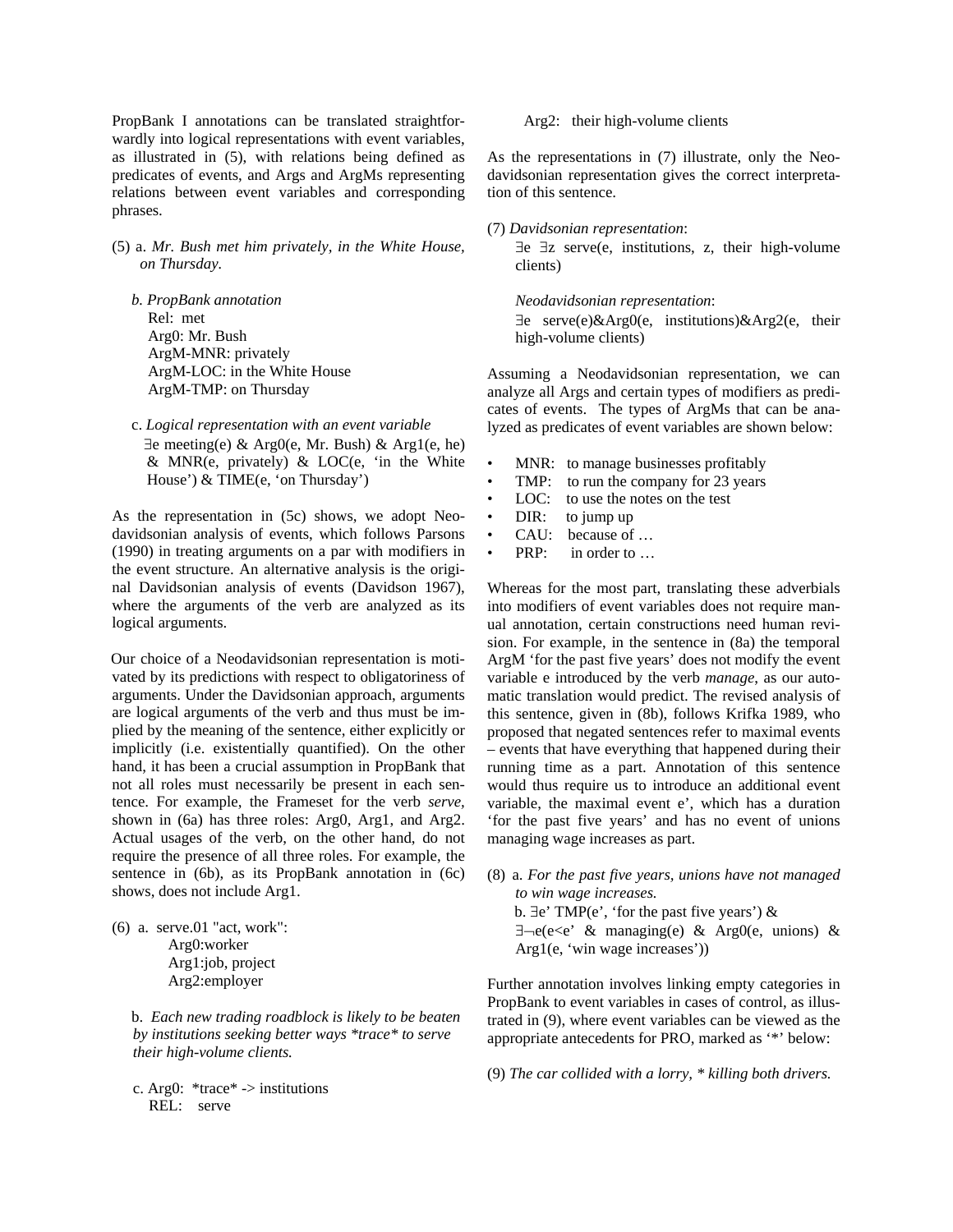PropBank I annotations can be translated straightforwardly into logical representations with event variables, as illustrated in (5), with relations being defined as predicates of events, and Args and ArgMs representing relations between event variables and corresponding phrases.

(5) a. *Mr. Bush met him privately, in the White House, on Thursday.*

b. *PropBank annotation*
Rel: met
Arg0: Mr. Bush
ArgM-MNR: privately
ArgM-LOC: in the White House
ArgM-TMP: on Thursday

c. *Logical representation with an event variable*
∃e meeting(e) & Arg0(e, Mr. Bush) & Arg1(e, he) & MNR(e, privately) & LOC(e, 'in the White House') & TIME(e, 'on Thursday')

As the representation in (5c) shows, we adopt Neo-davidsonian analysis of events, which follows Parsons (1990) in treating arguments on a par with modifiers in the event structure. An alternative analysis is the original Davidsonian analysis of events (Davidson 1967), where the arguments of the verb are analyzed as its logical arguments.

Our choice of a Neodavidsonian representation is motivated by its predictions with respect to obligatoriness of arguments. Under the Davidsonian approach, arguments are logical arguments of the verb and thus must be implied by the meaning of the sentence, either explicitly or implicitly (i.e. existentially quantified). On the other hand, it has been a crucial assumption in PropBank that not all roles must necessarily be present in each sentence. For example, the Frameset for the verb *serve*, shown in (6a) has three roles: Arg0, Arg1, and Arg2. Actual usages of the verb, on the other hand, do not require the presence of all three roles. For example, the sentence in (6b), as its PropBank annotation in (6c) shows, does not include Arg1.

(6) a. serve.01 "act, work":
Arg0:worker
Arg1:job, project
Arg2:employer

b. *Each new trading roadblock is likely to be beaten by institutions seeking better ways *trace* to serve their high-volume clients.*

c. Arg0: *trace* -> institutions
REL: serve
Arg2: their high-volume clients

As the representations in (7) illustrate, only the Neo-davidsonian representation gives the correct interpretation of this sentence.

(7) *Davidsonian representation*:
∃e ∃z serve(e, institutions, z, their high-volume clients)

*Neodavidsonian representation*:
∃e serve(e)&Arg0(e, institutions)&Arg2(e, their high-volume clients)

Assuming a Neodavidsonian representation, we can analyze all Args and certain types of modifiers as predicates of events. The types of ArgMs that can be analyzed as predicates of event variables are shown below:

- MNR: to manage businesses profitably
- TMP: to run the company for 23 years
- LOC: to use the notes on the test
- DIR: to jump up
- CAU: because of …
- PRP: in order to …

Whereas for the most part, translating these adverbials into modifiers of event variables does not require manual annotation, certain constructions need human revision. For example, in the sentence in (8a) the temporal ArgM 'for the past five years' does not modify the event variable e introduced by the verb *manage*, as our automatic translation would predict. The revised analysis of this sentence, given in (8b), follows Krifka 1989, who proposed that negated sentences refer to maximal events – events that have everything that happened during their running time as a part. Annotation of this sentence would thus require us to introduce an additional event variable, the maximal event e', which has a duration 'for the past five years' and has no event of unions managing wage increases as part.

(8) a. *For the past five years, unions have not managed to win wage increases.*
b. ∃e' TMP(e', 'for the past five years') &
∃¬e(e<e' & managing(e) & Arg0(e, unions) & Arg1(e, 'win wage increases'))

Further annotation involves linking empty categories in PropBank to event variables in cases of control, as illustrated in (9), where event variables can be viewed as the appropriate antecedents for PRO, marked as '*' below:

(9) *The car collided with a lorry, * killing both drivers.*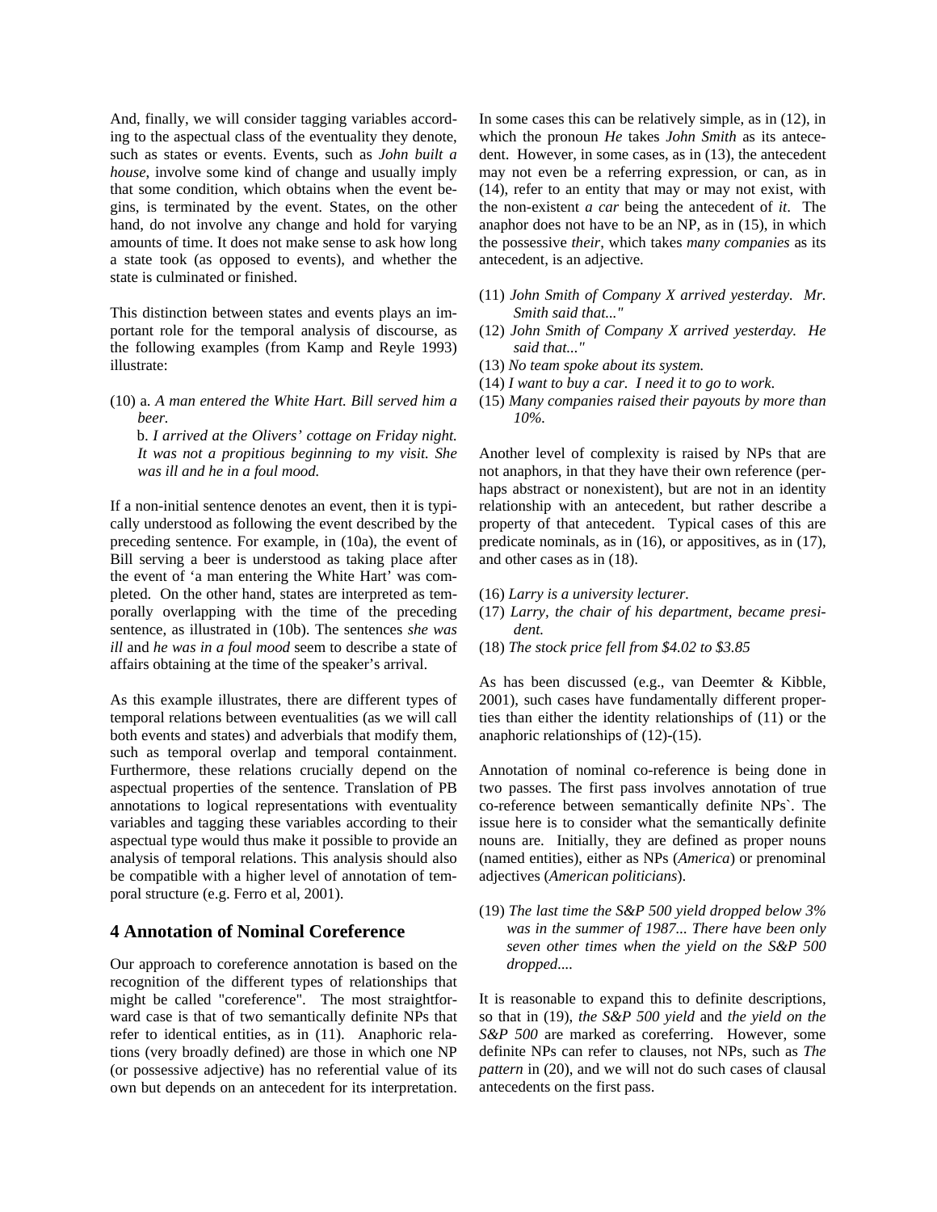And, finally, we will consider tagging variables according to the aspectual class of the eventuality they denote, such as states or events. Events, such as *John built a house*, involve some kind of change and usually imply that some condition, which obtains when the event begins, is terminated by the event. States, on the other hand, do not involve any change and hold for varying amounts of time. It does not make sense to ask how long a state took (as opposed to events), and whether the state is culminated or finished.

This distinction between states and events plays an important role for the temporal analysis of discourse, as the following examples (from Kamp and Reyle 1993) illustrate:

(10) a. *A man entered the White Hart. Bill served him a beer.*
b. *I arrived at the Olivers' cottage on Friday night. It was not a propitious beginning to my visit. She was ill and he in a foul mood.*

If a non-initial sentence denotes an event, then it is typically understood as following the event described by the preceding sentence. For example, in (10a), the event of Bill serving a beer is understood as taking place after the event of 'a man entering the White Hart' was completed. On the other hand, states are interpreted as temporally overlapping with the time of the preceding sentence, as illustrated in (10b). The sentences *she was ill* and *he was in a foul mood* seem to describe a state of affairs obtaining at the time of the speaker's arrival.

As this example illustrates, there are different types of temporal relations between eventualities (as we will call both events and states) and adverbials that modify them, such as temporal overlap and temporal containment. Furthermore, these relations crucially depend on the aspectual properties of the sentence. Translation of PB annotations to logical representations with eventuality variables and tagging these variables according to their aspectual type would thus make it possible to provide an analysis of temporal relations. This analysis should also be compatible with a higher level of annotation of temporal structure (e.g. Ferro et al, 2001).

## 4 Annotation of Nominal Coreference

Our approach to coreference annotation is based on the recognition of the different types of relationships that might be called "coreference". The most straightforward case is that of two semantically definite NPs that refer to identical entities, as in (11). Anaphoric relations (very broadly defined) are those in which one NP (or possessive adjective) has no referential value of its own but depends on an antecedent for its interpretation. In some cases this can be relatively simple, as in (12), in which the pronoun *He* takes *John Smith* as its antecedent. However, in some cases, as in (13), the antecedent may not even be a referring expression, or can, as in (14), refer to an entity that may or may not exist, with the non-existent *a car* being the antecedent of *it*. The anaphor does not have to be an NP, as in (15), in which the possessive *their*, which takes *many companies* as its antecedent, is an adjective.

(11) *John Smith of Company X arrived yesterday. Mr. Smith said that..."*
(12) *John Smith of Company X arrived yesterday. He said that..."*
(13) *No team spoke about its system.*
(14) *I want to buy a car. I need it to go to work.*
(15) *Many companies raised their payouts by more than 10%.*

Another level of complexity is raised by NPs that are not anaphors, in that they have their own reference (perhaps abstract or nonexistent), but are not in an identity relationship with an antecedent, but rather describe a property of that antecedent. Typical cases of this are predicate nominals, as in (16), or appositives, as in (17), and other cases as in (18).

(16) *Larry is a university lecturer.*
(17) *Larry, the chair of his department, became president.*
(18) *The stock price fell from $4.02 to $3.85*

As has been discussed (e.g., van Deemter & Kibble, 2001), such cases have fundamentally different properties than either the identity relationships of (11) or the anaphoric relationships of (12)-(15).

Annotation of nominal co-reference is being done in two passes. The first pass involves annotation of true co-reference between semantically definite NPs`. The issue here is to consider what the semantically definite nouns are. Initially, they are defined as proper nouns (named entities), either as NPs (*America*) or prenominal adjectives (*American politicians*).

(19) *The last time the S&P 500 yield dropped below 3% was in the summer of 1987... There have been only seven other times when the yield on the S&P 500 dropped....*

It is reasonable to expand this to definite descriptions, so that in (19), *the S&P 500 yield* and *the yield on the S&P 500* are marked as coreferring. However, some definite NPs can refer to clauses, not NPs, such as *The pattern* in (20), and we will not do such cases of clausal antecedents on the first pass.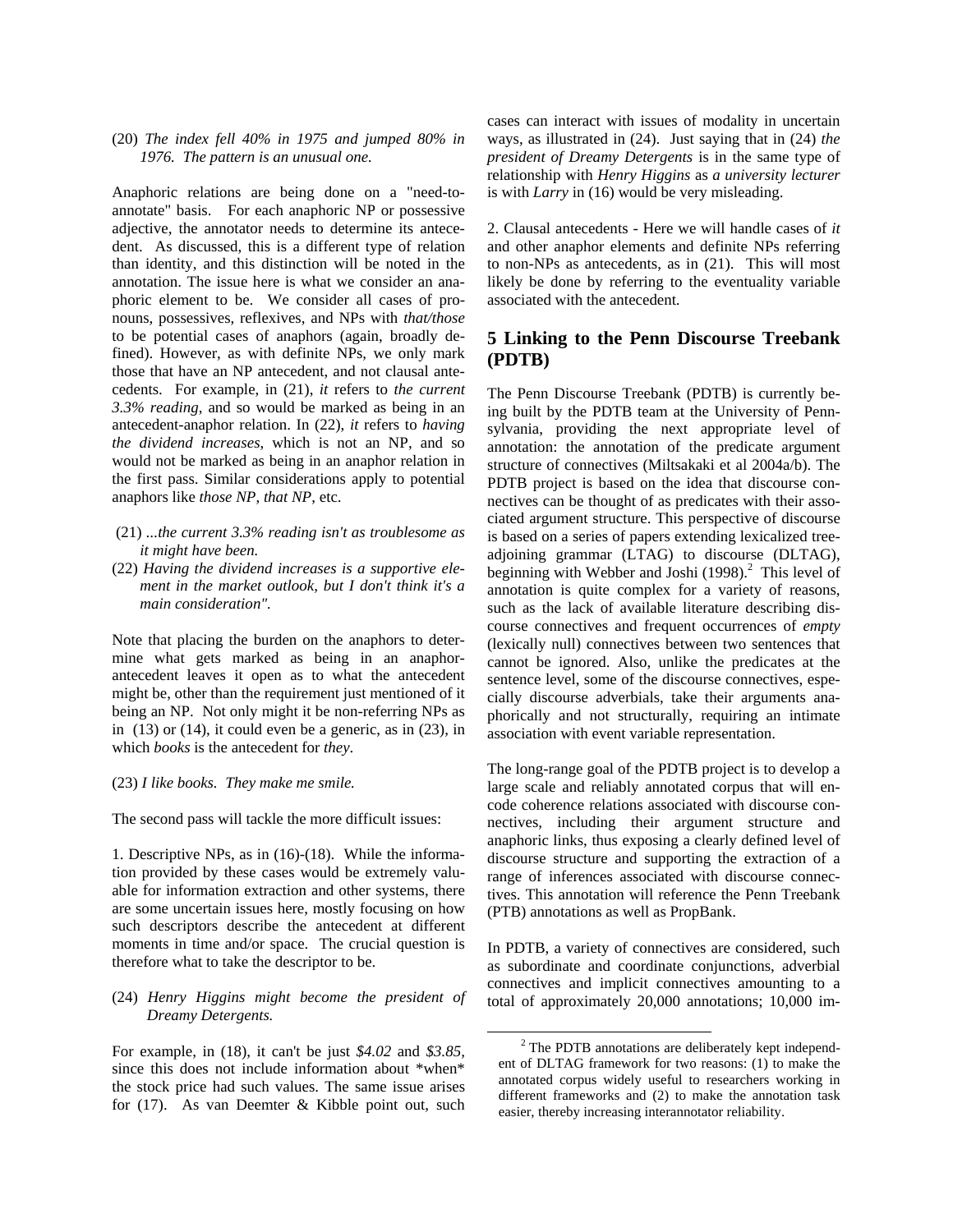(20) *The index fell 40% in 1975 and jumped 80% in 1976. The pattern is an unusual one.*

Anaphoric relations are being done on a "need-to-annotate" basis. For each anaphoric NP or possessive adjective, the annotator needs to determine its antecedent. As discussed, this is a different type of relation than identity, and this distinction will be noted in the annotation. The issue here is what we consider an anaphoric element to be. We consider all cases of pronouns, possessives, reflexives, and NPs with *that/those* to be potential cases of anaphors (again, broadly defined). However, as with definite NPs, we only mark those that have an NP antecedent, and not clausal antecedents. For example, in (21), *it* refers to *the current 3.3% reading*, and so would be marked as being in an antecedent-anaphor relation. In (22), *it* refers to *having the dividend increases*, which is not an NP, and so would not be marked as being in an anaphor relation in the first pass. Similar considerations apply to potential anaphors like *those NP*, *that NP*, etc.

(21) *...the current 3.3% reading isn't as troublesome as it might have been.*

(22) *Having the dividend increases is a supportive element in the market outlook, but I don't think it's a main consideration".*

Note that placing the burden on the anaphors to determine what gets marked as being in an anaphor-antecedent leaves it open as to what the antecedent might be, other than the requirement just mentioned of it being an NP. Not only might it be non-referring NPs as in (13) or (14), it could even be a generic, as in (23), in which *books* is the antecedent for *they*.

(23) *I like books. They make me smile.*

The second pass will tackle the more difficult issues:

1. Descriptive NPs, as in (16)-(18). While the information provided by these cases would be extremely valuable for information extraction and other systems, there are some uncertain issues here, mostly focusing on how such descriptors describe the antecedent at different moments in time and/or space. The crucial question is therefore what to take the descriptor to be.

(24) *Henry Higgins might become the president of Dreamy Detergents.*

For example, in (18), it can't be just *$4.02* and *$3.85*, since this does not include information about *when* the stock price had such values. The same issue arises for (17). As van Deemter & Kibble point out, such cases can interact with issues of modality in uncertain ways, as illustrated in (24). Just saying that in (24) *the president of Dreamy Detergents* is in the same type of relationship with *Henry Higgins* as *a university lecturer* is with *Larry* in (16) would be very misleading.

2. Clausal antecedents - Here we will handle cases of *it* and other anaphor elements and definite NPs referring to non-NPs as antecedents, as in (21). This will most likely be done by referring to the eventuality variable associated with the antecedent.

## 5 Linking to the Penn Discourse Treebank (PDTB)

The Penn Discourse Treebank (PDTB) is currently being built by the PDTB team at the University of Pennsylvania, providing the next appropriate level of annotation: the annotation of the predicate argument structure of connectives (Miltsakaki et al 2004a/b). The PDTB project is based on the idea that discourse connectives can be thought of as predicates with their associated argument structure. This perspective of discourse is based on a series of papers extending lexicalized tree-adjoining grammar (LTAG) to discourse (DLTAG), beginning with Webber and Joshi (1998).[2] This level of annotation is quite complex for a variety of reasons, such as the lack of available literature describing discourse connectives and frequent occurrences of *empty* (lexically null) connectives between two sentences that cannot be ignored. Also, unlike the predicates at the sentence level, some of the discourse connectives, especially discourse adverbials, take their arguments anaphorically and not structurally, requiring an intimate association with event variable representation.

The long-range goal of the PDTB project is to develop a large scale and reliably annotated corpus that will encode coherence relations associated with discourse connectives, including their argument structure and anaphoric links, thus exposing a clearly defined level of discourse structure and supporting the extraction of a range of inferences associated with discourse connectives. This annotation will reference the Penn Treebank (PTB) annotations as well as PropBank.

In PDTB, a variety of connectives are considered, such as subordinate and coordinate conjunctions, adverbial connectives and implicit connectives amounting to a total of approximately 20,000 annotations; 10,000 im-

[2] The PDTB annotations are deliberately kept independent of DLTAG framework for two reasons: (1) to make the annotated corpus widely useful to researchers working in different frameworks and (2) to make the annotation task easier, thereby increasing interannotator reliability.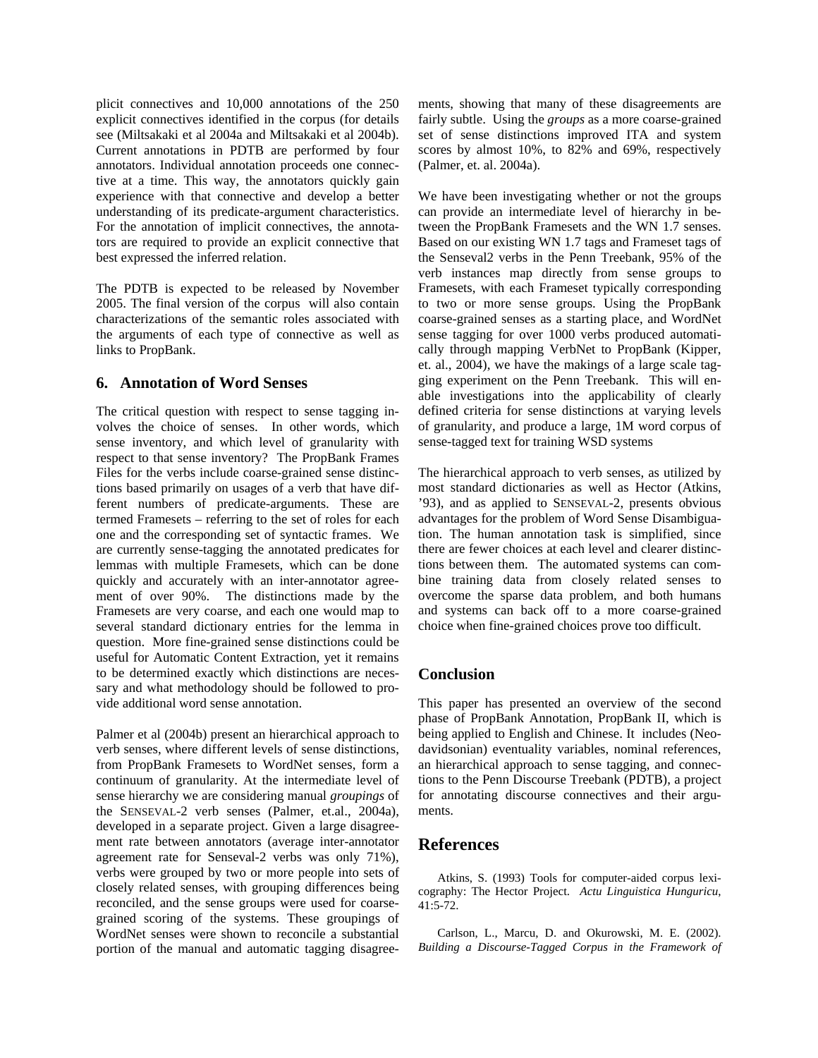plicit connectives and 10,000 annotations of the 250 explicit connectives identified in the corpus (for details see (Miltsakaki et al 2004a and Miltsakaki et al 2004b). Current annotations in PDTB are performed by four annotators. Individual annotation proceeds one connective at a time. This way, the annotators quickly gain experience with that connective and develop a better understanding of its predicate-argument characteristics. For the annotation of implicit connectives, the annotators are required to provide an explicit connective that best expressed the inferred relation.

The PDTB is expected to be released by November 2005. The final version of the corpus will also contain characterizations of the semantic roles associated with the arguments of each type of connective as well as links to PropBank.

## 6. Annotation of Word Senses

The critical question with respect to sense tagging involves the choice of senses. In other words, which sense inventory, and which level of granularity with respect to that sense inventory? The PropBank Frames Files for the verbs include coarse-grained sense distinctions based primarily on usages of a verb that have different numbers of predicate-arguments. These are termed Framesets – referring to the set of roles for each one and the corresponding set of syntactic frames. We are currently sense-tagging the annotated predicates for lemmas with multiple Framesets, which can be done quickly and accurately with an inter-annotator agreement of over 90%. The distinctions made by the Framesets are very coarse, and each one would map to several standard dictionary entries for the lemma in question. More fine-grained sense distinctions could be useful for Automatic Content Extraction, yet it remains to be determined exactly which distinctions are necessary and what methodology should be followed to provide additional word sense annotation.

Palmer et al (2004b) present an hierarchical approach to verb senses, where different levels of sense distinctions, from PropBank Framesets to WordNet senses, form a continuum of granularity. At the intermediate level of sense hierarchy we are considering manual *groupings* of the SENSEVAL-2 verb senses (Palmer, et.al., 2004a), developed in a separate project. Given a large disagreement rate between annotators (average inter-annotator agreement rate for Senseval-2 verbs was only 71%), verbs were grouped by two or more people into sets of closely related senses, with grouping differences being reconciled, and the sense groups were used for coarse-grained scoring of the systems. These groupings of WordNet senses were shown to reconcile a substantial portion of the manual and automatic tagging disagreements, showing that many of these disagreements are fairly subtle. Using the *groups* as a more coarse-grained set of sense distinctions improved ITA and system scores by almost 10%, to 82% and 69%, respectively (Palmer, et. al. 2004a).

We have been investigating whether or not the groups can provide an intermediate level of hierarchy in between the PropBank Framesets and the WN 1.7 senses. Based on our existing WN 1.7 tags and Frameset tags of the Senseval2 verbs in the Penn Treebank, 95% of the verb instances map directly from sense groups to Framesets, with each Frameset typically corresponding to two or more sense groups. Using the PropBank coarse-grained senses as a starting place, and WordNet sense tagging for over 1000 verbs produced automatically through mapping VerbNet to PropBank (Kipper, et. al., 2004), we have the makings of a large scale tagging experiment on the Penn Treebank. This will enable investigations into the applicability of clearly defined criteria for sense distinctions at varying levels of granularity, and produce a large, 1M word corpus of sense-tagged text for training WSD systems

The hierarchical approach to verb senses, as utilized by most standard dictionaries as well as Hector (Atkins, '93), and as applied to SENSEVAL-2, presents obvious advantages for the problem of Word Sense Disambiguation. The human annotation task is simplified, since there are fewer choices at each level and clearer distinctions between them. The automated systems can combine training data from closely related senses to overcome the sparse data problem, and both humans and systems can back off to a more coarse-grained choice when fine-grained choices prove too difficult.

## Conclusion

This paper has presented an overview of the second phase of PropBank Annotation, PropBank II, which is being applied to English and Chinese. It includes (Neodavidsonian) eventuality variables, nominal references, an hierarchical approach to sense tagging, and connections to the Penn Discourse Treebank (PDTB), a project for annotating discourse connectives and their arguments.

## References

Atkins, S. (1993) Tools for computer-aided corpus lexicography: The Hector Project. *Actu Linguistica Hungurica*, 41:5-72.

Carlson, L., Marcu, D. and Okurowski, M. E. (2002). *Building a Discourse-Tagged Corpus in the Framework of*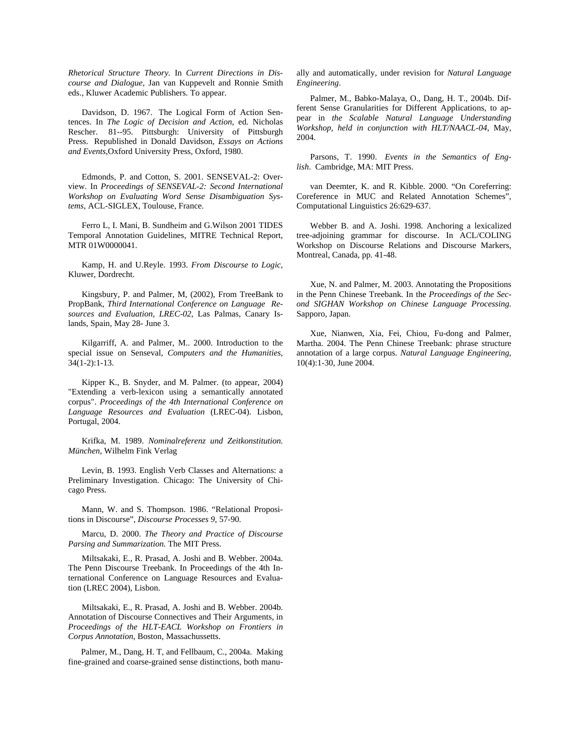*Rhetorical Structure Theory.* In *Current Directions in Discourse and Dialogue*, Jan van Kuppevelt and Ronnie Smith eds., Kluwer Academic Publishers. To appear.

Davidson, D. 1967. The Logical Form of Action Sentences. In *The Logic of Decision and Action*, ed. Nicholas Rescher. 81--95. Pittsburgh: University of Pittsburgh Press. Republished in Donald Davidson, *Essays on Actions and Events*,Oxford University Press, Oxford, 1980.

Edmonds, P. and Cotton, S. 2001. SENSEVAL-2: Overview. In *Proceedings of SENSEVAL-2: Second International Workshop on Evaluating Word Sense Disambiguation Systems*, ACL-SIGLEX, Toulouse, France.

Ferro L, I. Mani, B. Sundheim and G.Wilson 2001 TIDES Temporal Annotation Guidelines, MITRE Technical Report, MTR 01W0000041.

Kamp, H. and U.Reyle. 1993. *From Discourse to Logic*, Kluwer, Dordrecht.

Kingsbury, P. and Palmer, M, (2002), From TreeBank to PropBank, *Third International Conference on Language Resources and Evaluation, LREC-02*, Las Palmas, Canary Islands, Spain, May 28- June 3.

Kilgarriff, A. and Palmer, M.. 2000. Introduction to the special issue on Senseval, *Computers and the Humanities*, 34(1-2):1-13.

Kipper K., B. Snyder, and M. Palmer. (to appear, 2004) "Extending a verb-lexicon using a semantically annotated corpus". *Proceedings of the 4th International Conference on Language Resources and Evaluation* (LREC-04). Lisbon, Portugal, 2004.

Krifka, M. 1989. *Nominalreferenz und Zeitkonstitution. München*, Wilhelm Fink Verlag

Levin, B. 1993. English Verb Classes and Alternations: a Preliminary Investigation. Chicago: The University of Chicago Press.

Mann, W. and S. Thompson. 1986. "Relational Propositions in Discourse", *Discourse Processes 9*, 57-90.

Marcu, D. 2000. *The Theory and Practice of Discourse Parsing and Summarization.* The MIT Press.

Miltsakaki, E., R. Prasad, A. Joshi and B. Webber. 2004a. The Penn Discourse Treebank. In Proceedings of the 4th International Conference on Language Resources and Evaluation (LREC 2004), Lisbon.

Miltsakaki, E., R. Prasad, A. Joshi and B. Webber. 2004b. Annotation of Discourse Connectives and Their Arguments, in *Proceedings of the HLT-EACL Workshop on Frontiers in Corpus Annotation*, Boston, Massachussetts.

Palmer, M., Dang, H. T, and Fellbaum, C., 2004a. Making fine-grained and coarse-grained sense distinctions, both manually and automatically, under revision for *Natural Language Engineering*.

Palmer, M., Babko-Malaya, O., Dang, H. T., 2004b. Different Sense Granularities for Different Applications, to appear in *the Scalable Natural Language Understanding Workshop, held in conjunction with HLT/NAACL-04*, May, 2004.

Parsons, T. 1990. *Events in the Semantics of English*. Cambridge, MA: MIT Press.

van Deemter, K. and R. Kibble. 2000. "On Coreferring: Coreference in MUC and Related Annotation Schemes", Computational Linguistics 26:629-637.

Webber B. and A. Joshi. 1998. Anchoring a lexicalized tree-adjoining grammar for discourse. In ACL/COLING Workshop on Discourse Relations and Discourse Markers, Montreal, Canada, pp. 41-48.

Xue, N. and Palmer, M. 2003. Annotating the Propositions in the Penn Chinese Treebank. In the *Proceedings of the Second SIGHAN Workshop on Chinese Language Processing.* Sapporo, Japan.

Xue, Nianwen, Xia, Fei, Chiou, Fu-dong and Palmer, Martha. 2004. The Penn Chinese Treebank: phrase structure annotation of a large corpus. *Natural Language Engineering*, 10(4):1-30, June 2004.